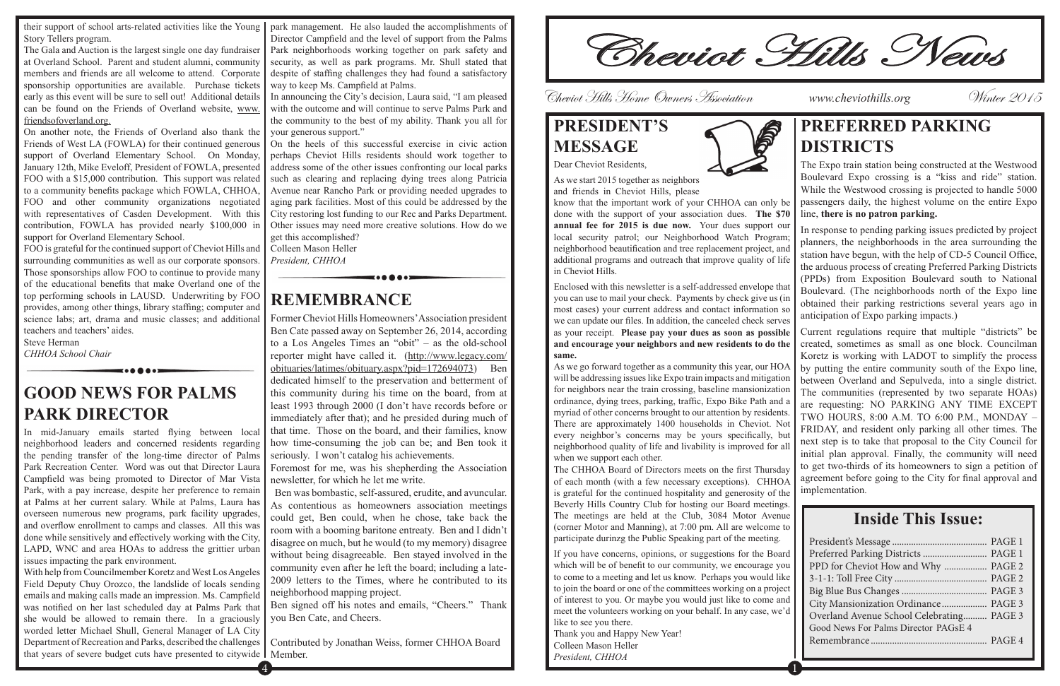their support of school arts-related activities like the Young Story Tellers program.

The Gala and Auction is the largest single one day fundraiser at Overland School. Parent and student alumni, community members and friends are all welcome to attend. Corporate sponsorship opportunities are available. Purchase tickets early as this event will be sure to sell out! Additional details can be found on the Friends of Overland website, www.friendsofoverland.org.

On another note, the Friends of Overland also thank the Friends of West LA (FOWLA) for their continued generous support of Overland Elementary School. On Monday, January 12th, Mike Eveloff, President of FOWLA, presented FOO with a $15,000 contribution. This support was related to a community benefits package which FOWLA, CHHOA, FOO and other community organizations negotiated with representatives of Casden Development. With this contribution, FOWLA has provided nearly $100,000 in support for Overland Elementary School.

FOO is grateful for the continued support of Cheviot Hills and surrounding communities as well as our corporate sponsors. Those sponsorships allow FOO to continue to provide many of the educational benefits that make Overland one of the top performing schools in LAUSD. Underwriting by FOO provides, among other things, library staffing; computer and science labs; art, drama and music classes; and additional teachers and teachers' aides.

Steve Herman
*CHHOA School Chair*

## GOOD NEWS FOR PALMS PARK DIRECTOR

In mid-January emails started flying between local neighborhood leaders and concerned residents regarding the pending transfer of the long-time director of Palms Park Recreation Center. Word was out that Director Laura Campfield was being promoted to Director of Mar Vista Park, with a pay increase, despite her preference to remain at Palms at her current salary. While at Palms, Laura has overseen numerous new programs, park facility upgrades, and overflow enrollment to camps and classes. All this was done while sensitively and effectively working with the City, LAPD, WNC and area HOAs to address the grittier urban issues impacting the park environment.

With help from Councilmember Koretz and West Los Angeles Field Deputy Chuy Orozco, the landslide of locals sending emails and making calls made an impression. Ms. Campfield was notified on her last scheduled day at Palms Park that she would be allowed to remain there. In a graciously worded letter Michael Shull, General Manager of LA City Department of Recreation and Parks, described the challenges that years of severe budget cuts have presented to citywide park management. He also lauded the accomplishments of Director Campfield and the level of support from the Palms Park neighborhoods working together on park safety and security, as well as park programs. Mr. Shull stated that despite of staffing challenges they had found a satisfactory way to keep Ms. Campfield at Palms.

In announcing the City's decision, Laura said, "I am pleased with the outcome and will continue to serve Palms Park and the community to the best of my ability. Thank you all for your generous support."

On the heels of this successful exercise in civic action perhaps Cheviot Hills residents should work together to address some of the other issues confronting our local parks such as clearing and replacing dying trees along Patricia Avenue near Rancho Park or providing needed upgrades to aging park facilities. Most of this could be addressed by the City restoring lost funding to our Rec and Parks Department. Other issues may need more creative solutions. How do we get this accomplished?

Colleen Mason Heller
*President, CHHOA*

## REMEMBRANCE

Former Cheviot Hills Homeowners' Association president Ben Cate passed away on September 26, 2014, according to a Los Angeles Times an "obit" – as the old-school reporter might have called it. (http://www.legacy.com/obituaries/latimes/obituary.aspx?pid=172694073) Ben dedicated himself to the preservation and betterment of this community during his time on the board, from at least 1993 through 2000 (I don't have records before or immediately after that); and he presided during much of that time. Those on the board, and their families, know how time-consuming the job can be; and Ben took it seriously. I won't catalog his achievements.

Foremost for me, was his shepherding the Association newsletter, for which he let me write.

Ben was bombastic, self-assured, erudite, and avuncular. As contentious as homeowners association meetings could get, Ben could, when he chose, take back the room with a booming baritone entreaty. Ben and I didn't disagree on much, but he would (to my memory) disagree without being disagreeable. Ben stayed involved in the community even after he left the board; including a late-2009 letters to the Times, where he contributed to its neighborhood mapping project.

Ben signed off his notes and emails, "Cheers." Thank you Ben Cate, and Cheers.

Contributed by Jonathan Weiss, former CHHOA Board Member.

# Cheviot Hills News

Cheviot Hills Home Owners Association — www.cheviothills.org — Winter 2015

## PRESIDENT'S MESSAGE

Dear Cheviot Residents,

As we start 2015 together as neighbors and friends in Cheviot Hills, please know that the important work of your CHHOA can only be done with the support of your association dues. **The $70 annual fee for 2015 is due now.** Your dues support our local security patrol; our Neighborhood Watch Program; neighborhood beautification and tree replacement project, and additional programs and outreach that improve quality of life in Cheviot Hills.

Enclosed with this newsletter is a self-addressed envelope that you can use to mail your check. Payments by check give us (in most cases) your current address and contact information so we can update our files. In addition, the canceled check serves as your receipt. **Please pay your dues as soon as possible and encourage your neighbors and new residents to do the same.**

As we go forward together as a community this year, our HOA will be addressing issues like Expo train impacts and mitigation for neighbors near the train crossing, baseline mansionization ordinance, dying trees, parking, traffic, Expo Bike Path and a myriad of other concerns brought to our attention by residents. There are approximately 1400 households in Cheviot. Not every neighbor's concerns may be yours specifically, but neighborhood quality of life and livability is improved for all when we support each other.

The CHHOA Board of Directors meets on the first Thursday of each month (with a few necessary exceptions). CHHOA is grateful for the continued hospitality and generosity of the Beverly Hills Country Club for hosting our Board meetings. The meetings are held at the Club, 3084 Motor Avenue (corner Motor and Manning), at 7:00 pm. All are welcome to participate durinzg the Public Speaking part of the meeting.

If you have concerns, opinions, or suggestions for the Board which will be of benefit to our community, we encourage you to come to a meeting and let us know. Perhaps you would like to join the board or one of the committees working on a project of interest to you. Or maybe you would just like to come and meet the volunteers working on your behalf. In any case, we'd like to see you there.

Thank you and Happy New Year!
Colleen Mason Heller
*President, CHHOA*

## PREFERRED PARKING DISTRICTS

The Expo train station being constructed at the Westwood Boulevard Expo crossing is a "kiss and ride" station. While the Westwood crossing is projected to handle 5000 passengers daily, the highest volume on the entire Expo line, **there is no patron parking.**

In response to pending parking issues predicted by project planners, the neighborhoods in the area surrounding the station have begun, with the help of CD-5 Council Office, the arduous process of creating Preferred Parking Districts (PPDs) from Exposition Boulevard south to National Boulevard. (The neighborhoods north of the Expo line obtained their parking restrictions several years ago in anticipation of Expo parking impacts.)

Current regulations require that multiple "districts" be created, sometimes as small as one block. Councilman Koretz is working with LADOT to simplify the process by putting the entire community south of the Expo line, between Overland and Sepulveda, into a single district. The communities (represented by two separate HOAs) are requesting: NO PARKING ANY TIME EXCEPT TWO HOURS, 8:00 A.M. TO 6:00 P.M., MONDAY – FRIDAY, and resident only parking all other times. The next step is to take that proposal to the City Council for initial plan approval. Finally, the community will need to get two-thirds of its homeowners to sign a petition of agreement before going to the City for final approval and implementation.

## Inside This Issue:

| | |
|---|---|
| President's Message | PAGE 1 |
| Preferred Parking Districts | PAGE 1 |
| PPD for Cheviot How and Why | PAGE 2 |
| 3-1-1: Toll Free City | PAGE 2 |
| Big Blue Bus Changes | PAGE 3 |
| City Mansionization Ordinance | PAGE 3 |
| Overland Avenue School Celebrating | PAGE 3 |
| Good News For Palms Director | PAGsE 4 |
| Remembrance | PAGE 4 |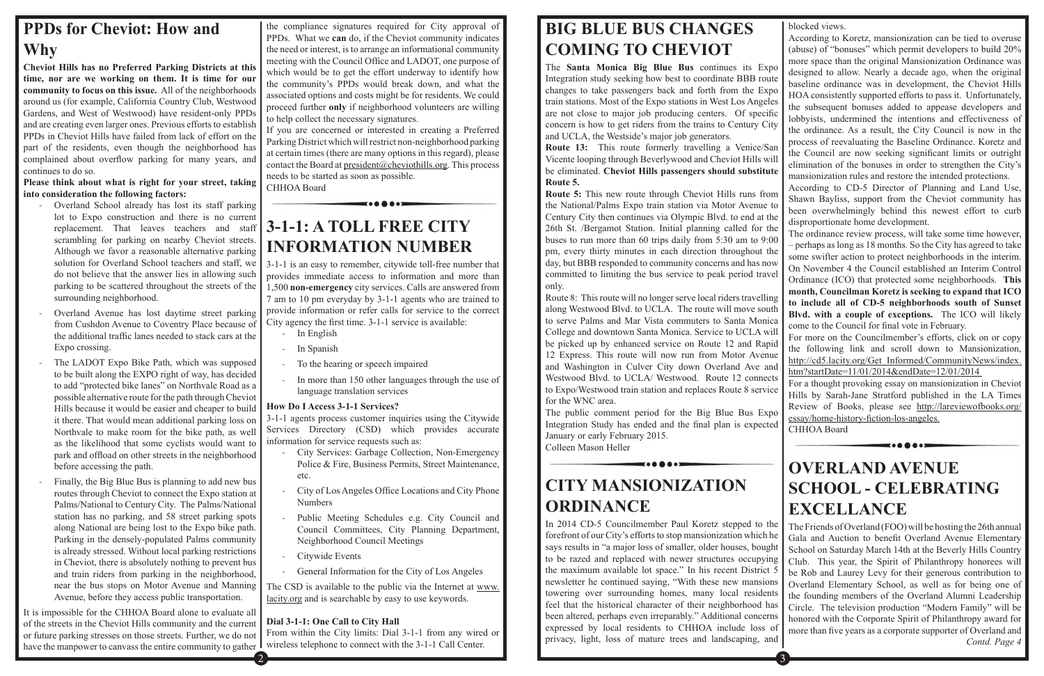## PPDs for Cheviot: How and Why

**Cheviot Hills has no Preferred Parking Districts at this time, nor are we working on them. It is time for our community to focus on this issue.** All of the neighborhoods around us (for example, California Country Club, Westwood Gardens, and West of Westwood) have resident-only PPDs and are creating even larger ones. Previous efforts to establish PPDs in Cheviot Hills have failed from lack of effort on the part of the residents, even though the neighborhood has complained about overflow parking for many years, and continues to do so.

**Please think about what is right for your street, taking into consideration the following factors:**

- Overland School already has lost its staff parking lot to Expo construction and there is no current replacement. That leaves teachers and staff scrambling for parking on nearby Cheviot streets. Although we favor a reasonable alternative parking solution for Overland School teachers and staff, we do not believe that the answer lies in allowing such parking to be scattered throughout the streets of the surrounding neighborhood.
- Overland Avenue has lost daytime street parking from Cushdon Avenue to Coventry Place because of the additional traffic lanes needed to stack cars at the Expo crossing.
- The LADOT Expo Bike Path, which was supposed to be built along the EXPO right of way, has decided to add "protected bike lanes" on Northvale Road as a possible alternative route for the path through Cheviot Hills because it would be easier and cheaper to build it there. That would mean additional parking loss on Northvale to make room for the bike path, as well as the likelihood that some cyclists would want to park and offload on other streets in the neighborhood before accessing the path.
- Finally, the Big Blue Bus is planning to add new bus routes through Cheviot to connect the Expo station at Palms/National to Century City. The Palms/National station has no parking, and 58 street parking spots along National are being lost to the Expo bike path. Parking in the densely-populated Palms community is already stressed. Without local parking restrictions in Cheviot, there is absolutely nothing to prevent bus and train riders from parking in the neighborhood, near the bus stops on Motor Avenue and Manning Avenue, before they access public transportation.

It is impossible for the CHHOA Board alone to evaluate all of the streets in the Cheviot Hills community and the current or future parking stresses on those streets. Further, we do not have the manpower to canvass the entire community to gather the compliance signatures required for City approval of PPDs. What we **can** do, if the Cheviot community indicates the need or interest, is to arrange an informational community meeting with the Council Office and LADOT, one purpose of which would be to get the effort underway to identify how the community's PPDs would break down, and what the associated options and costs might be for residents. We could proceed further **only** if neighborhood volunteers are willing to help collect the necessary signatures.

If you are concerned or interested in creating a Preferred Parking District which will restrict non-neighborhood parking at certain times (there are many options in this regard), please contact the Board at president@cheviothills.org. This process needs to be started as soon as possible.

CHHOA Board

## 3-1-1: A TOLL FREE CITY INFORMATION NUMBER

3-1-1 is an easy to remember, citywide toll-free number that provides immediate access to information and more than 1,500 **non-emergency** city services. Calls are answered from 7 am to 10 pm everyday by 3-1-1 agents who are trained to provide information or refer calls for service to the correct City agency the first time. 3-1-1 service is available:

- In English
- In Spanish
- To the hearing or speech impaired
- In more than 150 other languages through the use of language translation services

**How Do I Access 3-1-1 Services?**

3-1-1 agents process customer inquiries using the Citywide Services Directory (CSD) which provides accurate information for service requests such as:

- City Services: Garbage Collection, Non-Emergency Police & Fire, Business Permits, Street Maintenance, etc.
- City of Los Angeles Office Locations and City Phone Numbers
- Public Meeting Schedules e.g. City Council and Council Committees, City Planning Department, Neighborhood Council Meetings
- Citywide Events
- General Information for the City of Los Angeles

The CSD is available to the public via the Internet at www.lacity.org and is searchable by easy to use keywords.

**Dial 3-1-1: One Call to City Hall**

From within the City limits: Dial 3-1-1 from any wired or wireless telephone to connect with the 3-1-1 Call Center.

## BIG BLUE BUS CHANGES COMING TO CHEVIOT

The **Santa Monica Big Blue Bus** continues its Expo Integration study seeking how best to coordinate BBB route changes to take passengers back and forth from the Expo train stations. Most of the Expo stations in West Los Angeles are not close to major job producing centers. Of specific concern is how to get riders from the trains to Century City and UCLA, the Westside's major job generators.

**Route 13:** This route formerly travelling a Venice/San Vicente looping through Beverlywood and Cheviot Hills will be eliminated. **Cheviot Hills passengers should substitute Route 5.**

**Route 5:** This new route through Cheviot Hills runs from the National/Palms Expo train station via Motor Avenue to Century City then continues via Olympic Blvd. to end at the 26th St. /Bergamot Station. Initial planning called for the buses to run more than 60 trips daily from 5:30 am to 9:00 pm, every thirty minutes in each direction throughout the day, but BBB responded to community concerns and has now committed to limiting the bus service to peak period travel only.

Route 8: This route will no longer serve local riders travelling along Westwood Blvd. to UCLA. The route will move south to serve Palms and Mar Vista commuters to Santa Monica College and downtown Santa Monica. Service to UCLA will be picked up by enhanced service on Route 12 and Rapid 12 Express. This route will now run from Motor Avenue and Washington in Culver City down Overland Ave and Westwood Blvd. to UCLA/ Westwood. Route 12 connects to Expo/Westwood train station and replaces Route 8 service for the WNC area.

The public comment period for the Big Blue Bus Expo Integration Study has ended and the final plan is expected January or early February 2015.

Colleen Mason Heller

## CITY MANSIONIZATION ORDINANCE

In 2014 CD-5 Councilmember Paul Koretz stepped to the forefront of our City's efforts to stop mansionization which he says results in "a major loss of smaller, older houses, bought to be razed and replaced with newer structures occupying the maximum available lot space." In his recent District 5 newsletter he continued saying, "With these new mansions towering over surrounding homes, many local residents feel that the historical character of their neighborhood has been altered, perhaps even irreparably." Additional concerns expressed by local residents to CHHOA include loss of privacy, light, loss of mature trees and landscaping, and blocked views.

According to Koretz, mansionization can be tied to overuse (abuse) of "bonuses" which permit developers to build 20% more space than the original Mansionization Ordinance was designed to allow. Nearly a decade ago, when the original baseline ordinance was in development, the Cheviot Hills HOA consistently supported efforts to pass it. Unfortunately, the subsequent bonuses added to appease developers and lobbyists, undermined the intentions and effectiveness of the ordinance. As a result, the City Council is now in the process of reevaluating the Baseline Ordinance. Koretz and the Council are now seeking significant limits or outright elimination of the bonuses in order to strengthen the City's mansionization rules and restore the intended protections.

According to CD-5 Director of Planning and Land Use, Shawn Bayliss, support from the Cheviot community has been overwhelmingly behind this newest effort to curb disproportionate home development.

The ordinance review process, will take some time however, – perhaps as long as 18 months. So the City has agreed to take some swifter action to protect neighborhoods in the interim. On November 4 the Council established an Interim Control Ordinance (ICO) that protected some neighborhoods. **This month, Councilman Koretz is seeking to expand that ICO to include all of CD-5 neighborhoods south of Sunset Blvd. with a couple of exceptions.** The ICO will likely come to the Council for final vote in February.

For more on the Councilmember's efforts, click on or copy the following link and scroll down to Mansionization, http://cd5.lacity.org/Get_Informed/CommunityNews/index.htm?startDate=11/01/2014&endDate=12/01/2014

For a thought provoking essay on mansionization in Cheviot Hills by Sarah-Jane Stratford published in the LA Times Review of Books, please see http://lareviewofbooks.org/essay/home-history-fiction-los-angeles.

CHHOA Board

## OVERLAND AVENUE SCHOOL - CELEBRATING EXCELLANCE

The Friends of Overland (FOO) will be hosting the 26th annual Gala and Auction to benefit Overland Avenue Elementary School on Saturday March 14th at the Beverly Hills Country Club. This year, the Spirit of Philanthropy honorees will be Rob and Laurey Levy for their generous contribution to Overland Elementary School, as well as for being one of the founding members of the Overland Alumni Leadership Circle. The television production "Modern Family" will be honored with the Corporate Spirit of Philanthropy award for more than five years as a corporate supporter of Overland and

*Contd. Page 4*